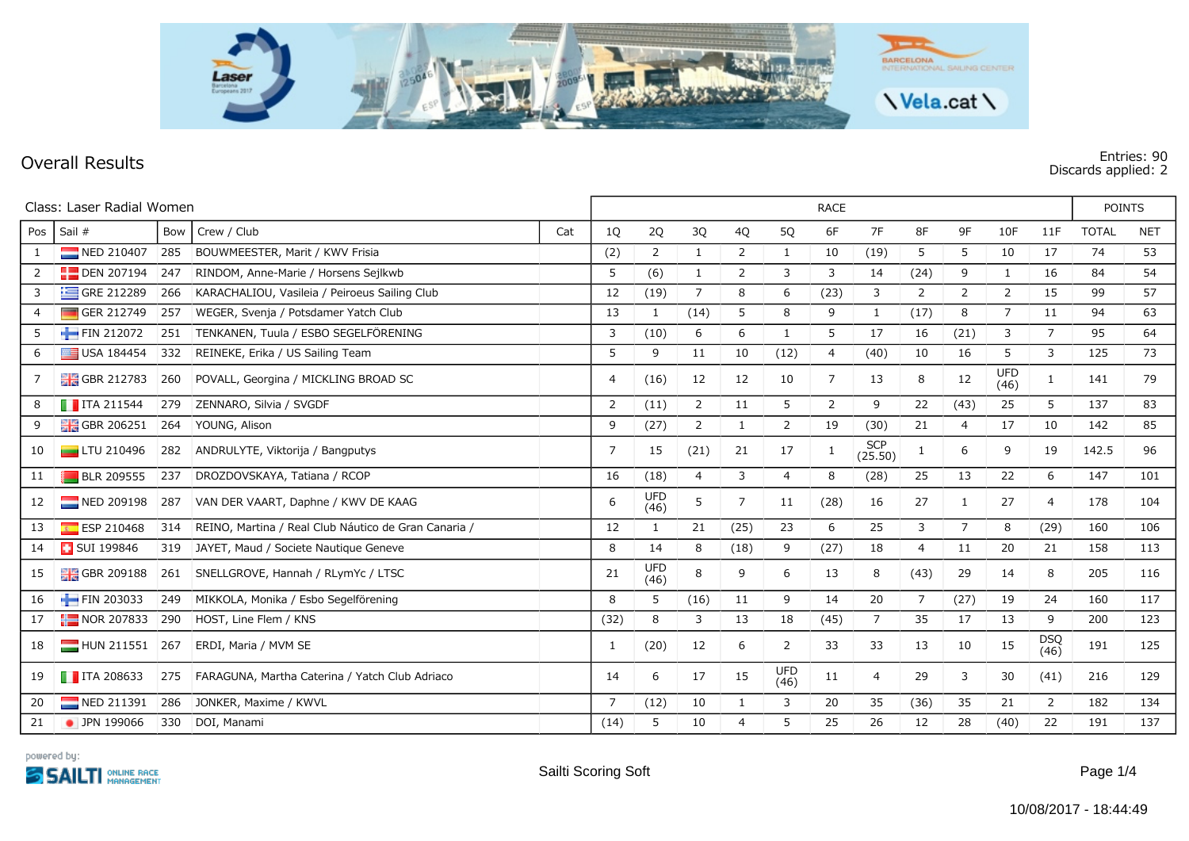## Overall Results

Entries: 90
Discards applied: 2

| Class: Laser Radial Women | | | | | RACE | | | | | | | | | | | POINTS | |
|---|---|---|---|---|---|---|---|---|---|---|---|---|---|---|---|---|---|
| Pos | Sail # | Bow | Crew / Club | Cat | 1Q | 2Q | 3Q | 4Q | 5Q | 6F | 7F | 8F | 9F | 10F | 11F | TOTAL | NET |
| 1 | NED 210407 | 285 | BOUWMEESTER, Marit / KWV Frisia | | (2) | 2 | 1 | 2 | 1 | 10 | (19) | 5 | 5 | 10 | 17 | 74 | 53 |
| 2 | DEN 207194 | 247 | RINDOM, Anne-Marie / Horsens Sejlkwb | | 5 | (6) | 1 | 2 | 3 | 3 | 14 | (24) | 9 | 1 | 16 | 84 | 54 |
| 3 | GRE 212289 | 266 | KARACHALIOU, Vasileia / Peiroeus Sailing Club | | 12 | (19) | 7 | 8 | 6 | (23) | 3 | 2 | 2 | 2 | 15 | 99 | 57 |
| 4 | GER 212749 | 257 | WEGER, Svenja / Potsdamer Yatch Club | | 13 | 1 | (14) | 5 | 8 | 9 | 1 | (17) | 8 | 7 | 11 | 94 | 63 |
| 5 | FIN 212072 | 251 | TENKANEN, Tuula / ESBO SEGELFÖRENING | | 3 | (10) | 6 | 6 | 1 | 5 | 17 | 16 | (21) | 3 | 7 | 95 | 64 |
| 6 | USA 184454 | 332 | REINEKE, Erika / US Sailing Team | | 5 | 9 | 11 | 10 | (12) | 4 | (40) | 10 | 16 | 5 | 3 | 125 | 73 |
| 7 | GBR 212783 | 260 | POVALL, Georgina / MICKLING BROAD SC | | 4 | (16) | 12 | 12 | 10 | 7 | 13 | 8 | 12 | UFD (46) | 1 | 141 | 79 |
| 8 | ITA 211544 | 279 | ZENNARO, Silvia / SVGDF | | 2 | (11) | 2 | 11 | 5 | 2 | 9 | 22 | (43) | 25 | 5 | 137 | 83 |
| 9 | GBR 206251 | 264 | YOUNG, Alison | | 9 | (27) | 2 | 1 | 2 | 19 | (30) | 21 | 4 | 17 | 10 | 142 | 85 |
| 10 | LTU 210496 | 282 | ANDRULYTE, Viktorija / Bangputys | | 7 | 15 | (21) | 21 | 17 | 1 | SCP (25.50) | 1 | 6 | 9 | 19 | 142.5 | 96 |
| 11 | BLR 209555 | 237 | DROZDOVSKAYA, Tatiana / RCOP | | 16 | (18) | 4 | 3 | 4 | 8 | (28) | 25 | 13 | 22 | 6 | 147 | 101 |
| 12 | NED 209198 | 287 | VAN DER VAART, Daphne / KWV DE KAAG | | 6 | UFD (46) | 5 | 7 | 11 | (28) | 16 | 27 | 1 | 27 | 4 | 178 | 104 |
| 13 | ESP 210468 | 314 | REINO, Martina / Real Club Náutico de Gran Canaria / | | 12 | 1 | 21 | (25) | 23 | 6 | 25 | 3 | 7 | 8 | (29) | 160 | 106 |
| 14 | SUI 199846 | 319 | JAYET, Maud / Societe Nautique Geneve | | 8 | 14 | 8 | (18) | 9 | (27) | 18 | 4 | 11 | 20 | 21 | 158 | 113 |
| 15 | GBR 209188 | 261 | SNELLGROVE, Hannah / RLymYc / LTSC | | 21 | UFD (46) | 8 | 9 | 6 | 13 | 8 | (43) | 29 | 14 | 8 | 205 | 116 |
| 16 | FIN 203033 | 249 | MIKKOLA, Monika / Esbo Segelförening | | 8 | 5 | (16) | 11 | 9 | 14 | 20 | 7 | (27) | 19 | 24 | 160 | 117 |
| 17 | NOR 207833 | 290 | HOST, Line Flem / KNS | | (32) | 8 | 3 | 13 | 18 | (45) | 7 | 35 | 17 | 13 | 9 | 200 | 123 |
| 18 | HUN 211551 | 267 | ERDI, Maria / MVM SE | | 1 | (20) | 12 | 6 | 2 | 33 | 33 | 13 | 10 | 15 | DSQ (46) | 191 | 125 |
| 19 | ITA 208633 | 275 | FARAGUNA, Martha Caterina / Yatch Club Adriaco | | 14 | 6 | 17 | 15 | UFD (46) | 11 | 4 | 29 | 3 | 30 | (41) | 216 | 129 |
| 20 | NED 211391 | 286 | JONKER, Maxime / KWVL | | 7 | (12) | 10 | 1 | 3 | 20 | 35 | (36) | 35 | 21 | 2 | 182 | 134 |
| 21 | JPN 199066 | 330 | DOI, Manami | | (14) | 5 | 10 | 4 | 5 | 25 | 26 | 12 | 28 | (40) | 22 | 191 | 137 |

powered by: SAILTI ONLINE RACE MANAGEMENT

Sailti Scoring Soft

10/08/2017 - 18:44:49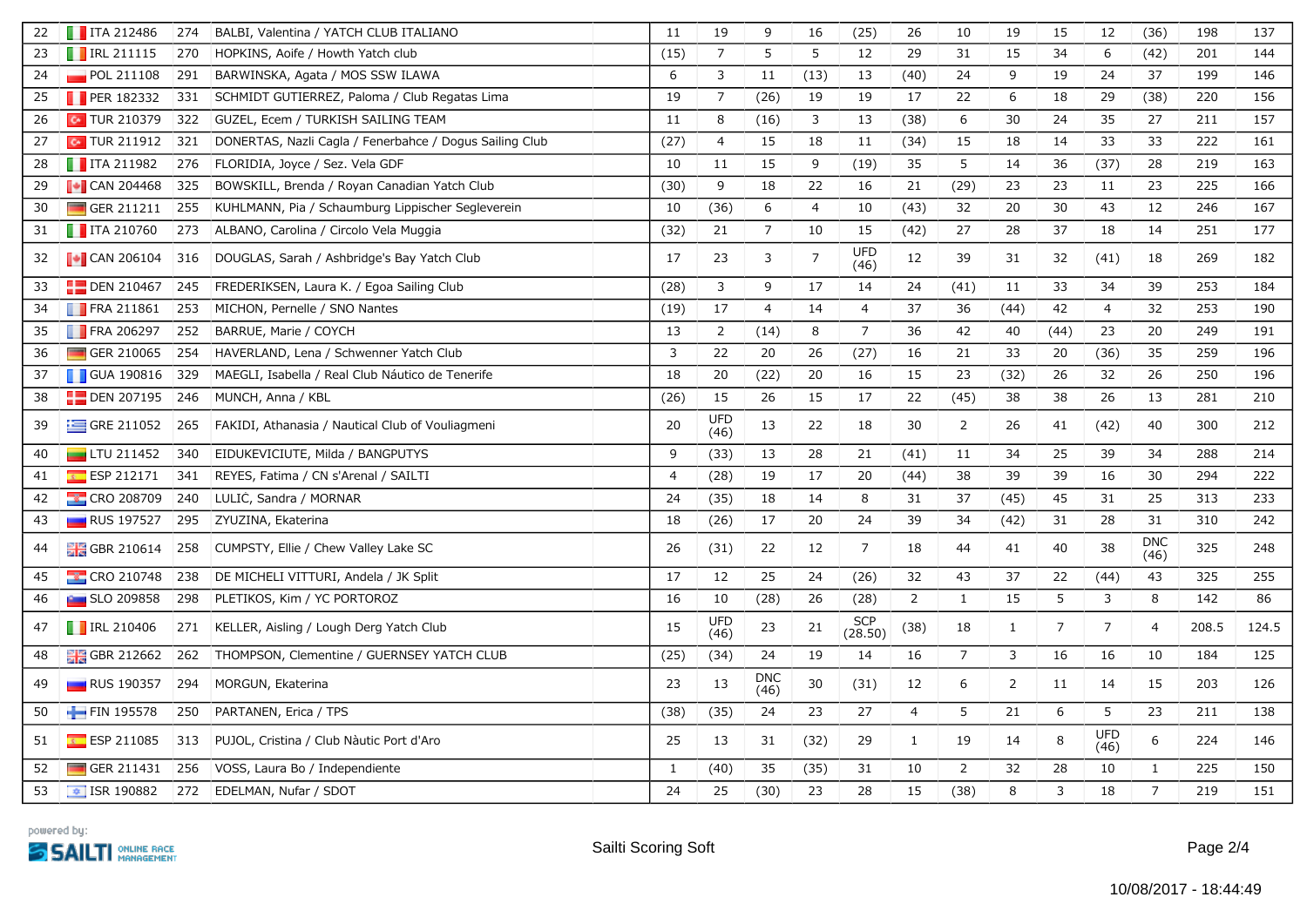| 22 | ITA 212486 | 274 | BALBI, Valentina / YATCH CLUB ITALIANO | 11 | 19 | 9 | 16 | (25) | 26 | 10 | 19 | 15 | 12 | (36) | 198 | 137 |
|---|---|---|---|---|---|---|---|---|---|---|---|---|---|---|---|---|
| 23 | IRL 211115 | 270 | HOPKINS, Aoife / Howth Yatch club | (15) | 7 | 5 | 5 | 12 | 29 | 31 | 15 | 34 | 6 | (42) | 201 | 144 |
| 24 | POL 211108 | 291 | BARWINSKA, Agata / MOS SSW ILAWA | 6 | 3 | 11 | (13) | 13 | (40) | 24 | 9 | 19 | 24 | 37 | 199 | 146 |
| 25 | PER 182332 | 331 | SCHMIDT GUTIERREZ, Paloma / Club Regatas Lima | 19 | 7 | (26) | 19 | 19 | 17 | 22 | 6 | 18 | 29 | (38) | 220 | 156 |
| 26 | TUR 210379 | 322 | GUZEL, Ecem / TURKISH SAILING TEAM | 11 | 8 | (16) | 3 | 13 | (38) | 6 | 30 | 24 | 35 | 27 | 211 | 157 |
| 27 | TUR 211912 | 321 | DONERTAS, Nazli Cagla / Fenerbahce / Dogus Sailing Club | (27) | 4 | 15 | 18 | 11 | (34) | 15 | 18 | 14 | 33 | 33 | 222 | 161 |
| 28 | ITA 211982 | 276 | FLORIDIA, Joyce / Sez. Vela GDF | 10 | 11 | 15 | 9 | (19) | 35 | 5 | 14 | 36 | (37) | 28 | 219 | 163 |
| 29 | CAN 204468 | 325 | BOWSKILL, Brenda / Royan Canadian Yatch Club | (30) | 9 | 18 | 22 | 16 | 21 | (29) | 23 | 23 | 11 | 23 | 225 | 166 |
| 30 | GER 211211 | 255 | KUHLMANN, Pia / Schaumburg Lippischer Segleverein | 10 | (36) | 6 | 4 | 10 | (43) | 32 | 20 | 30 | 43 | 12 | 246 | 167 |
| 31 | ITA 210760 | 273 | ALBANO, Carolina / Circolo Vela Muggia | (32) | 21 | 7 | 10 | 15 | (42) | 27 | 28 | 37 | 18 | 14 | 251 | 177 |
| 32 | CAN 206104 | 316 | DOUGLAS, Sarah / Ashbridge's Bay Yatch Club | 17 | 23 | 3 | 7 | UFD (46) | 12 | 39 | 31 | 32 | (41) | 18 | 269 | 182 |
| 33 | DEN 210467 | 245 | FREDERIKSEN, Laura K. / Egoa Sailing Club | (28) | 3 | 9 | 17 | 14 | 24 | (41) | 11 | 33 | 34 | 39 | 253 | 184 |
| 34 | FRA 211861 | 253 | MICHON, Pernelle / SNO Nantes | (19) | 17 | 4 | 14 | 4 | 37 | 36 | (44) | 42 | 4 | 32 | 253 | 190 |
| 35 | FRA 206297 | 252 | BARRUE, Marie / COYCH | 13 | 2 | (14) | 8 | 7 | 36 | 42 | 40 | (44) | 23 | 20 | 249 | 191 |
| 36 | GER 210065 | 254 | HAVERLAND, Lena / Schwenner Yatch Club | 3 | 22 | 20 | 26 | (27) | 16 | 21 | 33 | 20 | (36) | 35 | 259 | 196 |
| 37 | GUA 190816 | 329 | MAEGLI, Isabella / Real Club Náutico de Tenerife | 18 | 20 | (22) | 20 | 16 | 15 | 23 | (32) | 26 | 32 | 26 | 250 | 196 |
| 38 | DEN 207195 | 246 | MUNCH, Anna / KBL | (26) | 15 | 26 | 15 | 17 | 22 | (45) | 38 | 38 | 26 | 13 | 281 | 210 |
| 39 | GRE 211052 | 265 | FAKIDI, Athanasia / Nautical Club of Vouliagmeni | 20 | UFD (46) | 13 | 22 | 18 | 30 | 2 | 26 | 41 | (42) | 40 | 300 | 212 |
| 40 | LTU 211452 | 340 | EIDUKEVICIUTE, Milda / BANGPUTYS | 9 | (33) | 13 | 28 | 21 | (41) | 11 | 34 | 25 | 39 | 34 | 288 | 214 |
| 41 | ESP 212171 | 341 | REYES, Fatima / CN s'Arenal / SAILTI | 4 | (28) | 19 | 17 | 20 | (44) | 38 | 39 | 39 | 16 | 30 | 294 | 222 |
| 42 | CRO 208709 | 240 | LULIC, Sandra / MORNAR | 24 | (35) | 18 | 14 | 8 | 31 | 37 | (45) | 45 | 31 | 25 | 313 | 233 |
| 43 | RUS 197527 | 295 | ZYUZINA, Ekaterina | 18 | (26) | 17 | 20 | 24 | 39 | 34 | (42) | 31 | 28 | 31 | 310 | 242 |
| 44 | GBR 210614 | 258 | CUMPSTY, Ellie / Chew Valley Lake SC | 26 | (31) | 22 | 12 | 7 | 18 | 44 | 41 | 40 | 38 | DNC (46) | 325 | 248 |
| 45 | CRO 210748 | 238 | DE MICHELI VITTURI, Andela / JK Split | 17 | 12 | 25 | 24 | (26) | 32 | 43 | 37 | 22 | (44) | 43 | 325 | 255 |
| 46 | SLO 209858 | 298 | PLETIKOS, Kim / YC PORTOROZ | 16 | 10 | (28) | 26 | (28) | 2 | 1 | 15 | 5 | 3 | 8 | 142 | 86 |
| 47 | IRL 210406 | 271 | KELLER, Aisling / Lough Derg Yatch Club | 15 | UFD (46) | 23 | 21 | SCP (28.50) | (38) | 18 | 1 | 7 | 7 | 4 | 208.5 | 124.5 |
| 48 | GBR 212662 | 262 | THOMPSON, Clementine / GUERNSEY YATCH CLUB | (25) | (34) | 24 | 19 | 14 | 16 | 7 | 3 | 16 | 16 | 10 | 184 | 125 |
| 49 | RUS 190357 | 294 | MORGUN, Ekaterina | 23 | 13 | DNC (46) | 30 | (31) | 12 | 6 | 2 | 11 | 14 | 15 | 203 | 126 |
| 50 | FIN 195578 | 250 | PARTANEN, Erica / TPS | (38) | (35) | 24 | 23 | 27 | 4 | 5 | 21 | 6 | 5 | 23 | 211 | 138 |
| 51 | ESP 211085 | 313 | PUJOL, Cristina / Club Nàutic Port d'Aro | 25 | 13 | 31 | (32) | 29 | 1 | 19 | 14 | 8 | UFD (46) | 6 | 224 | 146 |
| 52 | GER 211431 | 256 | VOSS, Laura Bo / Independiente | 1 | (40) | 35 | (35) | 31 | 10 | 2 | 32 | 28 | 10 | 1 | 225 | 150 |
| 53 | ISR 190882 | 272 | EDELMAN, Nufar / SDOT | 24 | 25 | (30) | 23 | 28 | 15 | (38) | 8 | 3 | 18 | 7 | 219 | 151 |

powered by: SAILTI ONLINE RACE MANAGEMENT

Sailti Scoring Soft

10/08/2017 - 18:44:49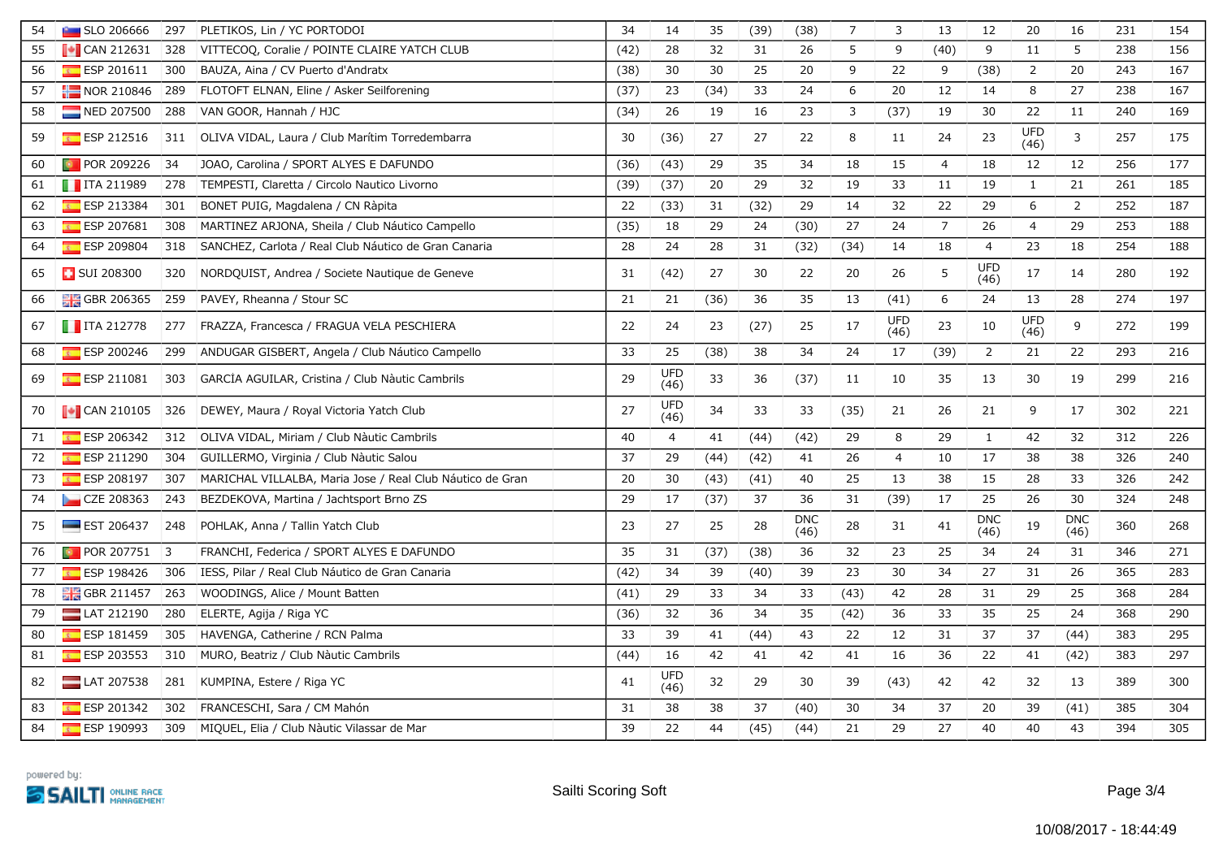| 54 | SLO 206666 | 297 | PLETIKOS, Lin / YC PORTODOI | 34 | 14 | 35 | (39) | (38) | 7 | 3 | 13 | 12 | 20 | 16 | 231 | 154 |
|---|---|---|---|---|---|---|---|---|---|---|---|---|---|---|---|---|
| 55 | CAN 212631 | 328 | VITTECOQ, Coralie / POINTE CLAIRE YATCH CLUB | (42) | 28 | 32 | 31 | 26 | 5 | 9 | (40) | 9 | 11 | 5 | 238 | 156 |
| 56 | ESP 201611 | 300 | BAUZA, Aina / CV Puerto d'Andratx | (38) | 30 | 30 | 25 | 20 | 9 | 22 | 9 | (38) | 2 | 20 | 243 | 167 |
| 57 | NOR 210846 | 289 | FLOTOFT ELNAN, Eline / Asker Seilforening | (37) | 23 | (34) | 33 | 24 | 6 | 20 | 12 | 14 | 8 | 27 | 238 | 167 |
| 58 | NED 207500 | 288 | VAN GOOR, Hannah / HJC | (34) | 26 | 19 | 16 | 23 | 3 | (37) | 19 | 30 | 22 | 11 | 240 | 169 |
| 59 | ESP 212516 | 311 | OLIVA VIDAL, Laura / Club Marítim Torredembarra | 30 | (36) | 27 | 27 | 22 | 8 | 11 | 24 | 23 | UFD (46) | 3 | 257 | 175 |
| 60 | POR 209226 | 34 | JOAO, Carolina / SPORT ALYES E DAFUNDO | (36) | (43) | 29 | 35 | 34 | 18 | 15 | 4 | 18 | 12 | 12 | 256 | 177 |
| 61 | ITA 211989 | 278 | TEMPESTI, Claretta / Circolo Nautico Livorno | (39) | (37) | 20 | 29 | 32 | 19 | 33 | 11 | 19 | 1 | 21 | 261 | 185 |
| 62 | ESP 213384 | 301 | BONET PUIG, Magdalena / CN Ràpita | 22 | (33) | 31 | (32) | 29 | 14 | 32 | 22 | 29 | 6 | 2 | 252 | 187 |
| 63 | ESP 207681 | 308 | MARTINEZ ARJONA, Sheila / Club Náutico Campello | (35) | 18 | 29 | 24 | (30) | 27 | 24 | 7 | 26 | 4 | 29 | 253 | 188 |
| 64 | ESP 209804 | 318 | SANCHEZ, Carlota / Real Club Náutico de Gran Canaria | 28 | 24 | 28 | 31 | (32) | (34) | 14 | 18 | 4 | 23 | 18 | 254 | 188 |
| 65 | SUI 208300 | 320 | NORDQUIST, Andrea / Societe Nautique de Geneve | 31 | (42) | 27 | 30 | 22 | 20 | 26 | 5 | UFD (46) | 17 | 14 | 280 | 192 |
| 66 | GBR 206365 | 259 | PAVEY, Rheanna / Stour SC | 21 | 21 | (36) | 36 | 35 | 13 | (41) | 6 | 24 | 13 | 28 | 274 | 197 |
| 67 | ITA 212778 | 277 | FRAZZA, Francesca / FRAGUA VELA PESCHIERA | 22 | 24 | 23 | (27) | 25 | 17 | UFD (46) | 23 | 10 | UFD (46) | 9 | 272 | 199 |
| 68 | ESP 200246 | 299 | ANDUGAR GISBERT, Angela / Club Náutico Campello | 33 | 25 | (38) | 38 | 34 | 24 | 17 | (39) | 2 | 21 | 22 | 293 | 216 |
| 69 | ESP 211081 | 303 | GARCÍA AGUILAR, Cristina / Club Nàutic Cambrils | 29 | UFD (46) | 33 | 36 | (37) | 11 | 10 | 35 | 13 | 30 | 19 | 299 | 216 |
| 70 | CAN 210105 | 326 | DEWEY, Maura / Royal Victoria Yatch Club | 27 | UFD (46) | 34 | 33 | 33 | (35) | 21 | 26 | 21 | 9 | 17 | 302 | 221 |
| 71 | ESP 206342 | 312 | OLIVA VIDAL, Miriam / Club Nàutic Cambrils | 40 | 4 | 41 | (44) | (42) | 29 | 8 | 29 | 1 | 42 | 32 | 312 | 226 |
| 72 | ESP 211290 | 304 | GUILLERMO, Virginia / Club Nàutic Salou | 37 | 29 | (44) | (42) | 41 | 26 | 4 | 10 | 17 | 38 | 38 | 326 | 240 |
| 73 | ESP 208197 | 307 | MARICHAL VILLALBA, Maria Jose / Real Club Náutico de Gran | 20 | 30 | (43) | (41) | 40 | 25 | 13 | 38 | 15 | 28 | 33 | 326 | 242 |
| 74 | CZE 208363 | 243 | BEZDEKOVA, Martina / Jachtsport Brno ZS | 29 | 17 | (37) | 37 | 36 | 31 | (39) | 17 | 25 | 26 | 30 | 324 | 248 |
| 75 | EST 206437 | 248 | POHLAK, Anna / Tallin Yatch Club | 23 | 27 | 25 | 28 | DNC (46) | 28 | 31 | 41 | DNC (46) | 19 | DNC (46) | 360 | 268 |
| 76 | POR 207751 | 3 | FRANCHI, Federica / SPORT ALYES E DAFUNDO | 35 | 31 | (37) | (38) | 36 | 32 | 23 | 25 | 34 | 24 | 31 | 346 | 271 |
| 77 | ESP 198426 | 306 | IESS, Pilar / Real Club Náutico de Gran Canaria | (42) | 34 | 39 | (40) | 39 | 23 | 30 | 34 | 27 | 31 | 26 | 365 | 283 |
| 78 | GBR 211457 | 263 | WOODINGS, Alice / Mount Batten | (41) | 29 | 33 | 34 | 33 | (43) | 42 | 28 | 31 | 29 | 25 | 368 | 284 |
| 79 | LAT 212190 | 280 | ELERTE, Agija / Riga YC | (36) | 32 | 36 | 34 | 35 | (42) | 36 | 33 | 35 | 25 | 24 | 368 | 290 |
| 80 | ESP 181459 | 305 | HAVENGA, Catherine / RCN Palma | 33 | 39 | 41 | (44) | 43 | 22 | 12 | 31 | 37 | 37 | (44) | 383 | 295 |
| 81 | ESP 203553 | 310 | MURO, Beatriz / Club Nàutic Cambrils | (44) | 16 | 42 | 41 | 42 | 41 | 16 | 36 | 22 | 41 | (42) | 383 | 297 |
| 82 | LAT 207538 | 281 | KUMPINA, Estere / Riga YC | 41 | UFD (46) | 32 | 29 | 30 | 39 | (43) | 42 | 42 | 32 | 13 | 389 | 300 |
| 83 | ESP 201342 | 302 | FRANCESCHI, Sara / CM Mahón | 31 | 38 | 38 | 37 | (40) | 30 | 34 | 37 | 20 | 39 | (41) | 385 | 304 |
| 84 | ESP 190993 | 309 | MIQUEL, Elia / Club Nàutic Vilassar de Mar | 39 | 22 | 44 | (45) | (44) | 21 | 29 | 27 | 40 | 40 | 43 | 394 | 305 |

powered by: SAILTI ONLINE RACE MANAGEMENT

Sailti Scoring Soft

10/08/2017 - 18:44:49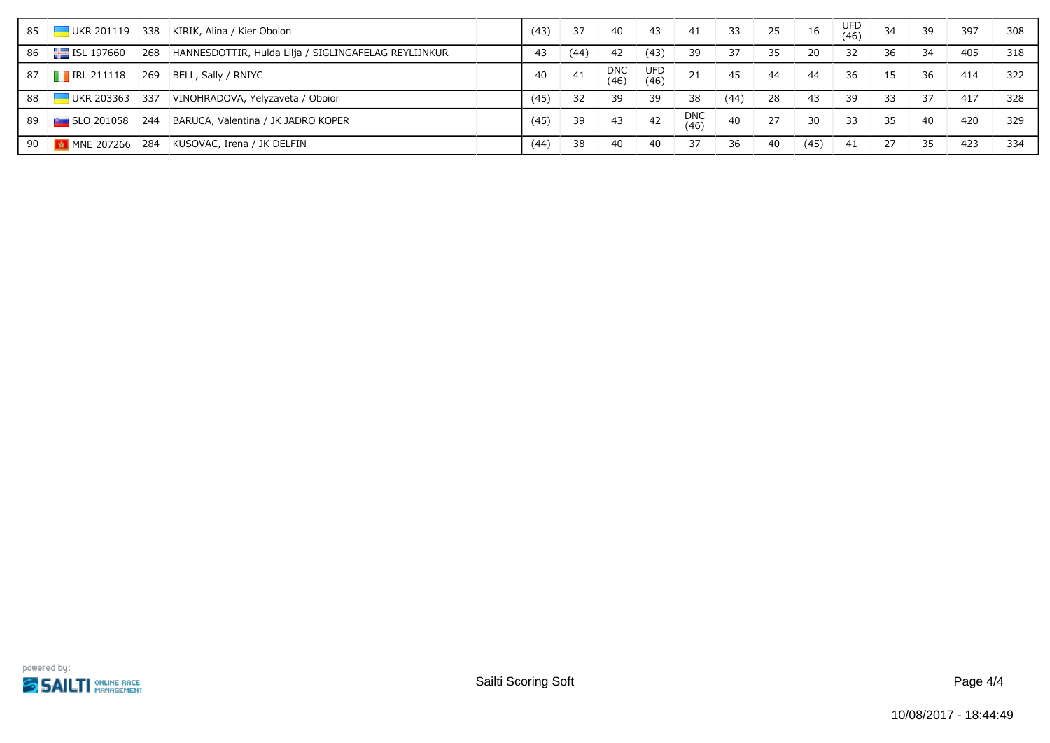| | | | | | | | | | | | | | | | | | | |
|---|---|---|---|---|---|---|---|---|---|---|---|---|---|---|---|---|---|---|
| 85 | UKR 201119 | 338 | KIRIK, Alina / Kier Obolon | | (43) | 37 | 40 | 43 | 41 | 33 | 25 | 16 | UFD (46) | 34 | 39 | 397 | 308 |
| 86 | ISL 197660 | 268 | HANNESDOTTIR, Hulda Lilja / SIGLINGAFELAG REYLIJNKUR | | 43 | (44) | 42 | (43) | 39 | 37 | 35 | 20 | 32 | 36 | 34 | 405 | 318 |
| 87 | IRL 211118 | 269 | BELL, Sally / RNIYC | | 40 | 41 | DNC (46) | UFD (46) | 21 | 45 | 44 | 44 | 36 | 15 | 36 | 414 | 322 |
| 88 | UKR 203363 | 337 | VINOHRADOVA, Yelyzaveta / Oboior | | (45) | 32 | 39 | 39 | 38 | (44) | 28 | 43 | 39 | 33 | 37 | 417 | 328 |
| 89 | SLO 201058 | 244 | BARUCA, Valentina / JK JADRO KOPER | | (45) | 39 | 43 | 42 | DNC (46) | 40 | 27 | 30 | 33 | 35 | 40 | 420 | 329 |
| 90 | MNE 207266 | 284 | KUSOVAC, Irena / JK DELFIN | | (44) | 38 | 40 | 40 | 37 | 36 | 40 | (45) | 41 | 27 | 35 | 423 | 334 |

powered by: SAILTI ONLINE RACE MANAGEMENT

Sailti Scoring Soft

10/08/2017 - 18:44:49